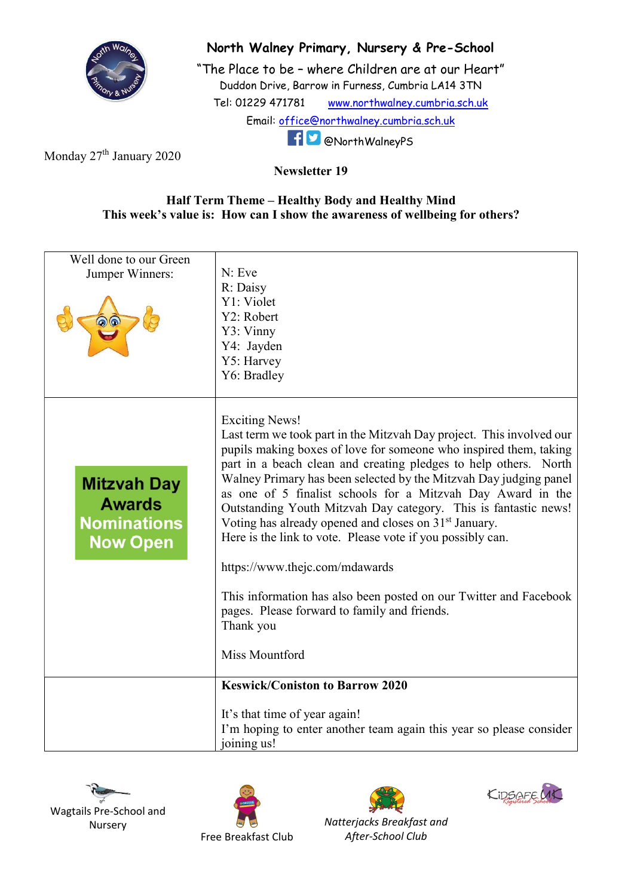# North Walney Primary, Nursery & Pre-School

"The Place to be – where Children are at our Heart"

Duddon Drive, Barrow in Furness, Cumbria LA14 3TN

Tel: 01229 471781 www.northwalney.cumbria.sch.uk

Email: office@northwalney.cumbria.sch.uk

@NorthWalneyPS

Monday 27th January 2020

**Newsletter 19**

**Half Term Theme – Healthy Body and Healthy Mind**

**This week's value is: How can I show the awareness of wellbeing for others?**

| | |
|---|---|
| Well done to our Green Jumper Winners: | N: Eve<br>R: Daisy<br>Y1: Violet<br>Y2: Robert<br>Y3: Vinny<br>Y4: Jayden<br>Y5: Harvey<br>Y6: Bradley |
| **Mitzvah Day Awards Nominations Now Open** | Exciting News!<br>Last term we took part in the Mitzvah Day project. This involved our pupils making boxes of love for someone who inspired them, taking part in a beach clean and creating pledges to help others. North Walney Primary has been selected by the Mitzvah Day judging panel as one of 5 finalist schools for a Mitzvah Day Award in the Outstanding Youth Mitzvah Day category. This is fantastic news! Voting has already opened and closes on 31st January.<br>Here is the link to vote. Please vote if you possibly can.<br><br>https://www.thejc.com/mdawards<br><br>This information has also been posted on our Twitter and Facebook pages. Please forward to family and friends.<br>Thank you<br><br>Miss Mountford |
| | **Keswick/Coniston to Barrow 2020**<br><br>It's that time of year again!<br>I'm hoping to enter another team again this year so please consider joining us! |

Wagtails Pre-School and Nursery | Free Breakfast Club | *Natterjacks Breakfast and After-School Club* | KidSafe UK Registered School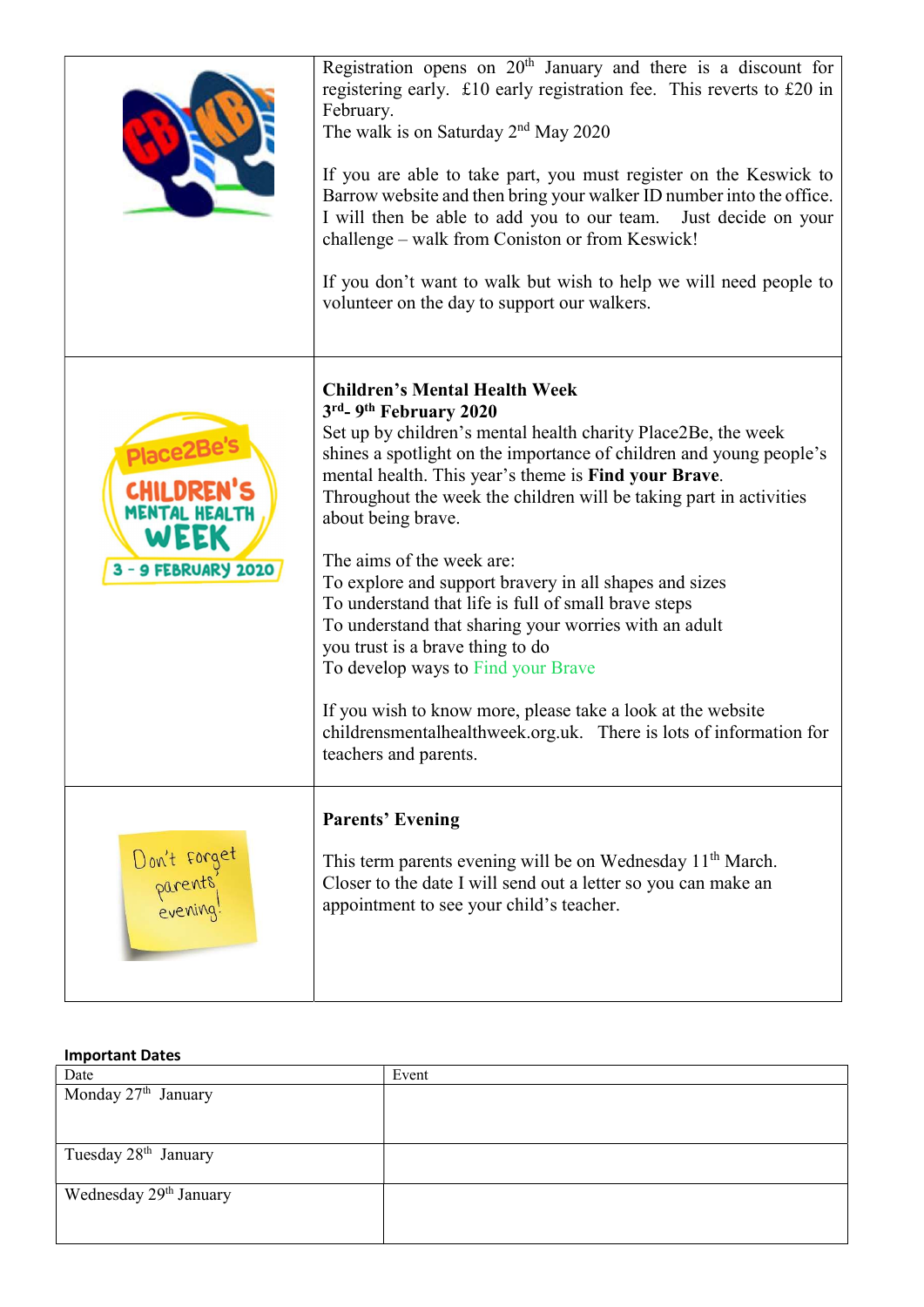Registration opens on 20th January and there is a discount for registering early. £10 early registration fee. This reverts to £20 in February.
The walk is on Saturday 2nd May 2020

If you are able to take part, you must register on the Keswick to Barrow website and then bring your walker ID number into the office. I will then be able to add you to our team. Just decide on your challenge – walk from Coniston or from Keswick!

If you don't want to walk but wish to help we will need people to volunteer on the day to support our walkers.

**Children's Mental Health Week**
**3rd- 9th February 2020**
Set up by children's mental health charity Place2Be, the week shines a spotlight on the importance of children and young people's mental health. This year's theme is **Find your Brave**.
Throughout the week the children will be taking part in activities about being brave.

The aims of the week are:
To explore and support bravery in all shapes and sizes
To understand that life is full of small brave steps
To understand that sharing your worries with an adult you trust is a brave thing to do
To develop ways to Find your Brave

If you wish to know more, please take a look at the website childrensmentalhealthweek.org.uk. There is lots of information for teachers and parents.

**Parents' Evening**

This term parents evening will be on Wednesday 11th March. Closer to the date I will send out a letter so you can make an appointment to see your child's teacher.

**Important Dates**

| Date | Event |
|---|---|
| Monday 27th January | |
| Tuesday 28th January | |
| Wednesday 29th January | |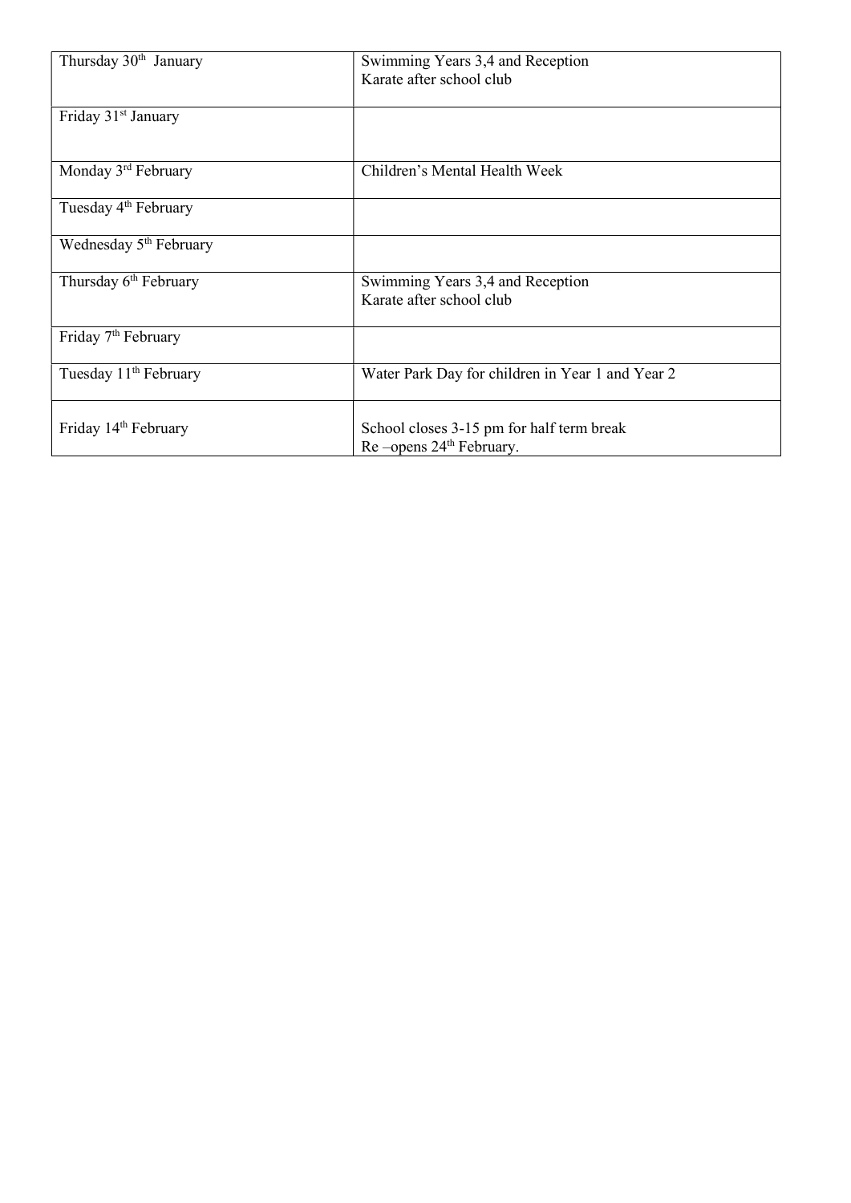| | |
|---|---|
| Thursday 30th January | Swimming Years 3,4 and Reception<br>Karate after school club |
| Friday 31st January | |
| Monday 3rd February | Children's Mental Health Week |
| Tuesday 4th February | |
| Wednesday 5th February | |
| Thursday 6th February | Swimming Years 3,4 and Reception<br>Karate after school club |
| Friday 7th February | |
| Tuesday 11th February | Water Park Day for children in Year 1 and Year 2 |
| Friday 14th February | School closes 3-15 pm for half term break<br>Re –opens 24th February. |